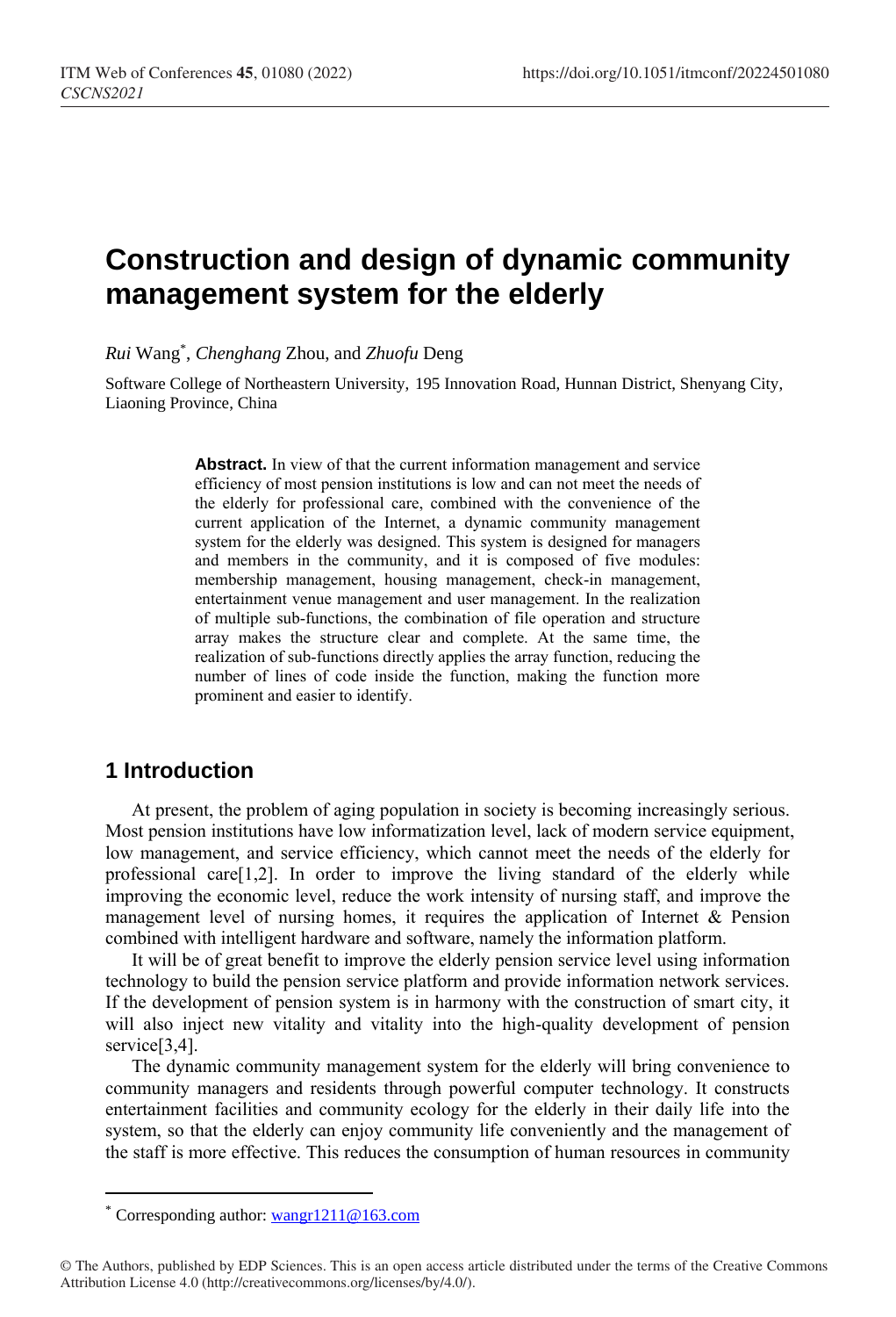# Construction and design of dynamic community management system for the elderly

*Rui* Wang*, *Chenghang* Zhou, and *Zhuofu* Deng

Software College of Northeastern University, 195 Innovation Road, Hunnan District, Shenyang City, Liaoning Province, China

**Abstract.** In view of that the current information management and service efficiency of most pension institutions is low and can not meet the needs of the elderly for professional care, combined with the convenience of the current application of the Internet, a dynamic community management system for the elderly was designed. This system is designed for managers and members in the community, and it is composed of five modules: membership management, housing management, check-in management, entertainment venue management and user management. In the realization of multiple sub-functions, the combination of file operation and structure array makes the structure clear and complete. At the same time, the realization of sub-functions directly applies the array function, reducing the number of lines of code inside the function, making the function more prominent and easier to identify.

## 1 Introduction

At present, the problem of aging population in society is becoming increasingly serious. Most pension institutions have low informatization level, lack of modern service equipment, low management, and service efficiency, which cannot meet the needs of the elderly for professional care[1,2]. In order to improve the living standard of the elderly while improving the economic level, reduce the work intensity of nursing staff, and improve the management level of nursing homes, it requires the application of Internet & Pension combined with intelligent hardware and software, namely the information platform.

It will be of great benefit to improve the elderly pension service level using information technology to build the pension service platform and provide information network services. If the development of pension system is in harmony with the construction of smart city, it will also inject new vitality and vitality into the high-quality development of pension service[3,4].

The dynamic community management system for the elderly will bring convenience to community managers and residents through powerful computer technology. It constructs entertainment facilities and community ecology for the elderly in their daily life into the system, so that the elderly can enjoy community life conveniently and the management of the staff is more effective. This reduces the consumption of human resources in community

* Corresponding author: wangr1211@163.com

© The Authors, published by EDP Sciences. This is an open access article distributed under the terms of the Creative Commons Attribution License 4.0 (http://creativecommons.org/licenses/by/4.0/).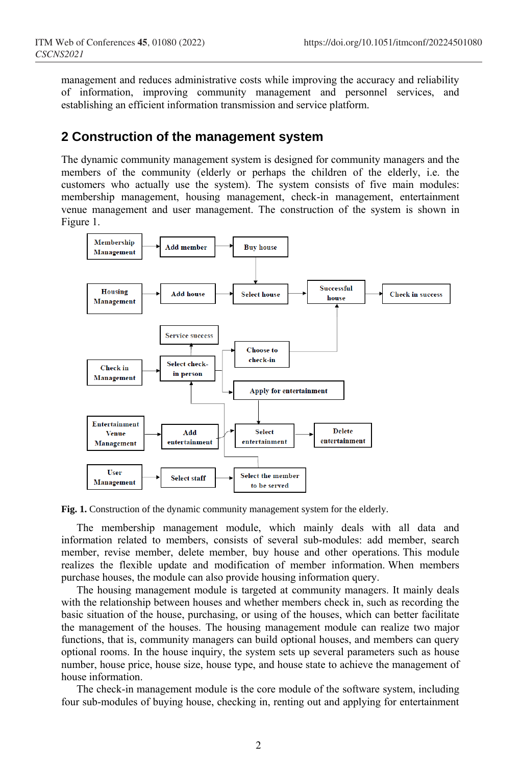management and reduces administrative costs while improving the accuracy and reliability of information, improving community management and personnel services, and establishing an efficient information transmission and service platform.

## 2 Construction of the management system

The dynamic community management system is designed for community managers and the members of the community (elderly or perhaps the children of the elderly, i.e. the customers who actually use the system). The system consists of five main modules: membership management, housing management, check-in management, entertainment venue management and user management. The construction of the system is shown in Figure 1.

**Fig. 1.** Construction of the dynamic community management system for the elderly.

The membership management module, which mainly deals with all data and information related to members, consists of several sub-modules: add member, search member, revise member, delete member, buy house and other operations. This module realizes the flexible update and modification of member information. When members purchase houses, the module can also provide housing information query.

The housing management module is targeted at community managers. It mainly deals with the relationship between houses and whether members check in, such as recording the basic situation of the house, purchasing, or using of the houses, which can better facilitate the management of the houses. The housing management module can realize two major functions, that is, community managers can build optional houses, and members can query optional rooms. In the house inquiry, the system sets up several parameters such as house number, house price, house size, house type, and house state to achieve the management of house information.

The check-in management module is the core module of the software system, including four sub-modules of buying house, checking in, renting out and applying for entertainment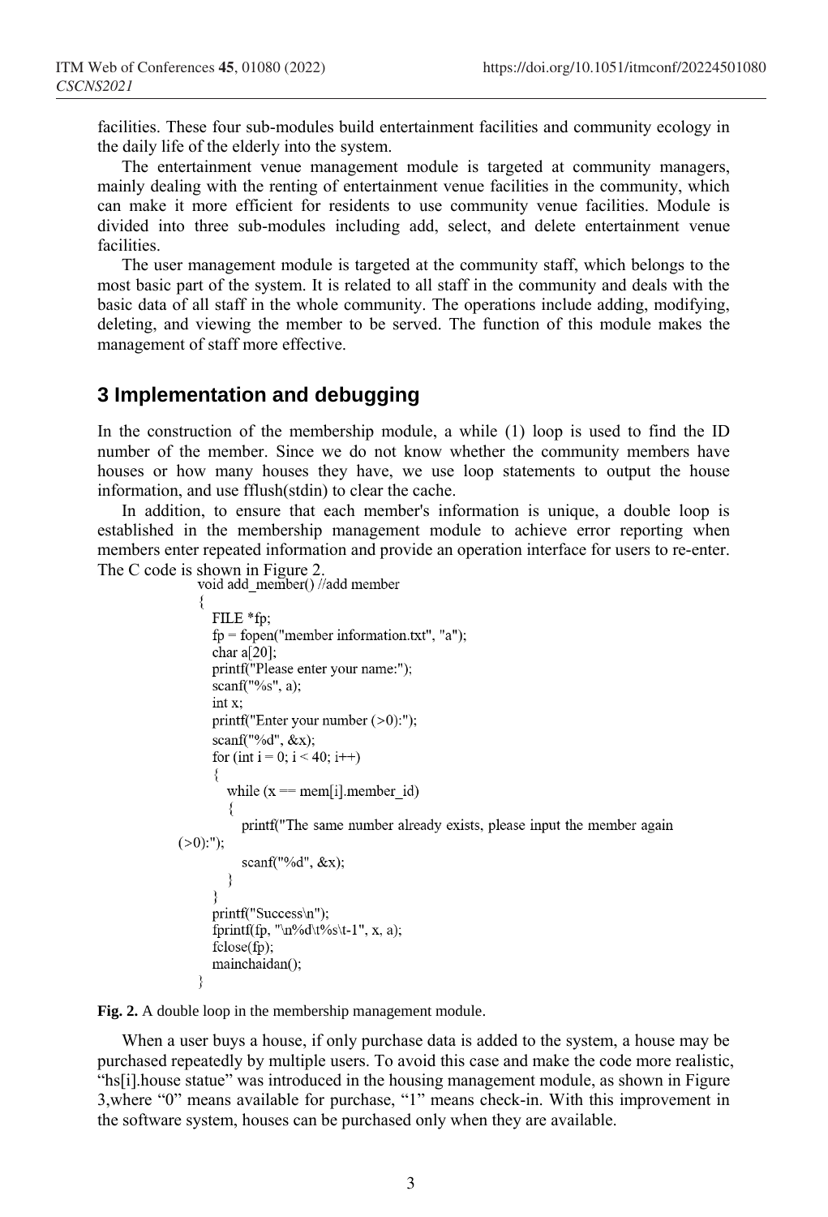facilities. These four sub-modules build entertainment facilities and community ecology in the daily life of the elderly into the system.

The entertainment venue management module is targeted at community managers, mainly dealing with the renting of entertainment venue facilities in the community, which can make it more efficient for residents to use community venue facilities. Module is divided into three sub-modules including add, select, and delete entertainment venue facilities.

The user management module is targeted at the community staff, which belongs to the most basic part of the system. It is related to all staff in the community and deals with the basic data of all staff in the whole community. The operations include adding, modifying, deleting, and viewing the member to be served. The function of this module makes the management of staff more effective.

## 3 Implementation and debugging

In the construction of the membership module, a while (1) loop is used to find the ID number of the member. Since we do not know whether the community members have houses or how many houses they have, we use loop statements to output the house information, and use fflush(stdin) to clear the cache.

In addition, to ensure that each member's information is unique, a double loop is established in the membership management module to achieve error reporting when members enter repeated information and provide an operation interface for users to re-enter. The C code is shown in Figure 2.

```
void add_member() //add member
{
    FILE *fp;
    fp = fopen("member information.txt", "a");
    char a[20];
    printf("Please enter your name:");
    scanf("%s", a);
    int x;
    printf("Enter your number (>0):");
    scanf("%d", &x);
    for (int i = 0; i < 40; i++)
    {
        while (x == mem[i].member_id)
        {
            printf("The same number already exists, please input the member again
(>0):");
            scanf("%d", &x);
        }
    }
    printf("Success\n");
    fprintf(fp, "\n%d\t%s\t-1", x, a);
    fclose(fp);
    mainchaidan();
}
```

**Fig. 2.** A double loop in the membership management module.

When a user buys a house, if only purchase data is added to the system, a house may be purchased repeatedly by multiple users. To avoid this case and make the code more realistic, "hs[i].house statue" was introduced in the housing management module, as shown in Figure 3,where "0" means available for purchase, "1" means check-in. With this improvement in the software system, houses can be purchased only when they are available.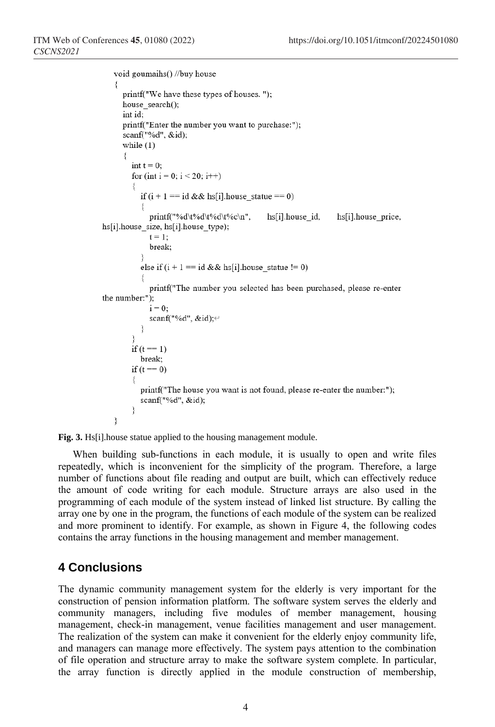```c
void goumaihs() //buy house
{
    printf("We have these types of houses. ");
    house_search();
    int id;
    printf("Enter the number you want to purchase:");
    scanf("%d", &id);
    while (1)
    {
        int t = 0;
        for (int i = 0; i < 20; i++)
        {
            if (i + 1 == id && hs[i].house_statue == 0)
            {
                printf("%d\t%d\t%d\t%c\n",     hs[i].house_id,     hs[i].house_price,
hs[i].house_size, hs[i].house_type);
                t = 1;
                break;
            }
            else if (i + 1 == id && hs[i].house_statue != 0)
            {
                printf("The number you selected has been purchased, please re-enter
the number:");
                i = 0;
                scanf("%d", &id);
            }
        }
        if (t == 1)
            break;
        if (t == 0)
        {
            printf("The house you want is not found, please re-enter the number:");
            scanf("%d", &id);
        }
    }
```

**Fig. 3.** Hs[i].house statue applied to the housing management module.

When building sub-functions in each module, it is usually to open and write files repeatedly, which is inconvenient for the simplicity of the program. Therefore, a large number of functions about file reading and output are built, which can effectively reduce the amount of code writing for each module. Structure arrays are also used in the programming of each module of the system instead of linked list structure. By calling the array one by one in the program, the functions of each module of the system can be realized and more prominent to identify. For example, as shown in Figure 4, the following codes contains the array functions in the housing management and member management.

## 4 Conclusions

The dynamic community management system for the elderly is very important for the construction of pension information platform. The software system serves the elderly and community managers, including five modules of member management, housing management, check-in management, venue facilities management and user management. The realization of the system can make it convenient for the elderly enjoy community life, and managers can manage more effectively. The system pays attention to the combination of file operation and structure array to make the software system complete. In particular, the array function is directly applied in the module construction of membership,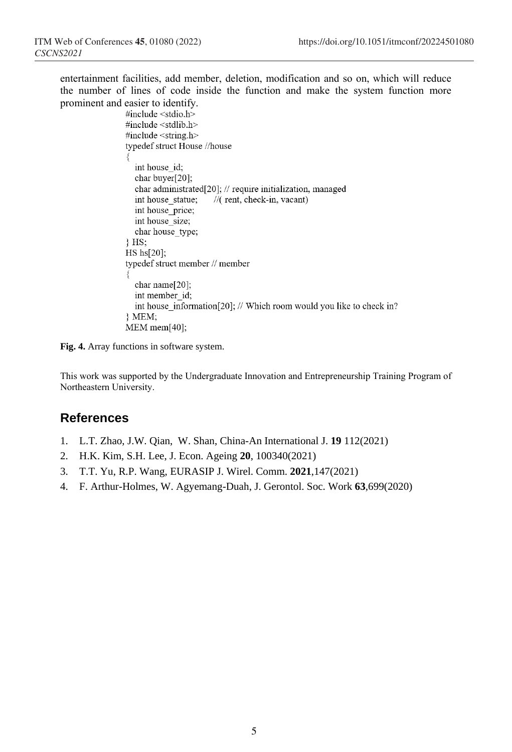entertainment facilities, add member, deletion, modification and so on, which will reduce the number of lines of code inside the function and make the system function more prominent and easier to identify.

```
#include <stdio.h>
#include <stdlib.h>
#include <string.h>
typedef struct House //house
{
    int house_id;
    char buyer[20];
    char administrated[20]; // require initialization, managed
    int house_statue;      //( rent, check-in, vacant)
    int house_price;
    int house_size;
    char house_type;
} HS;
HS hs[20];
typedef struct member // member
{
    char name[20];
    int member_id;
    int house_information[20]; // Which room would you like to check in?
} MEM;
MEM mem[40];
```

**Fig. 4.** Array functions in software system.

This work was supported by the Undergraduate Innovation and Entrepreneurship Training Program of Northeastern University.

## References

1. L.T. Zhao, J.W. Qian, W. Shan, China-An International J. **19** 112(2021)
2. H.K. Kim, S.H. Lee, J. Econ. Ageing **20**, 100340(2021)
3. T.T. Yu, R.P. Wang, EURASIP J. Wirel. Comm. **2021**,147(2021)
4. F. Arthur-Holmes, W. Agyemang-Duah, J. Gerontol. Soc. Work **63**,699(2020)